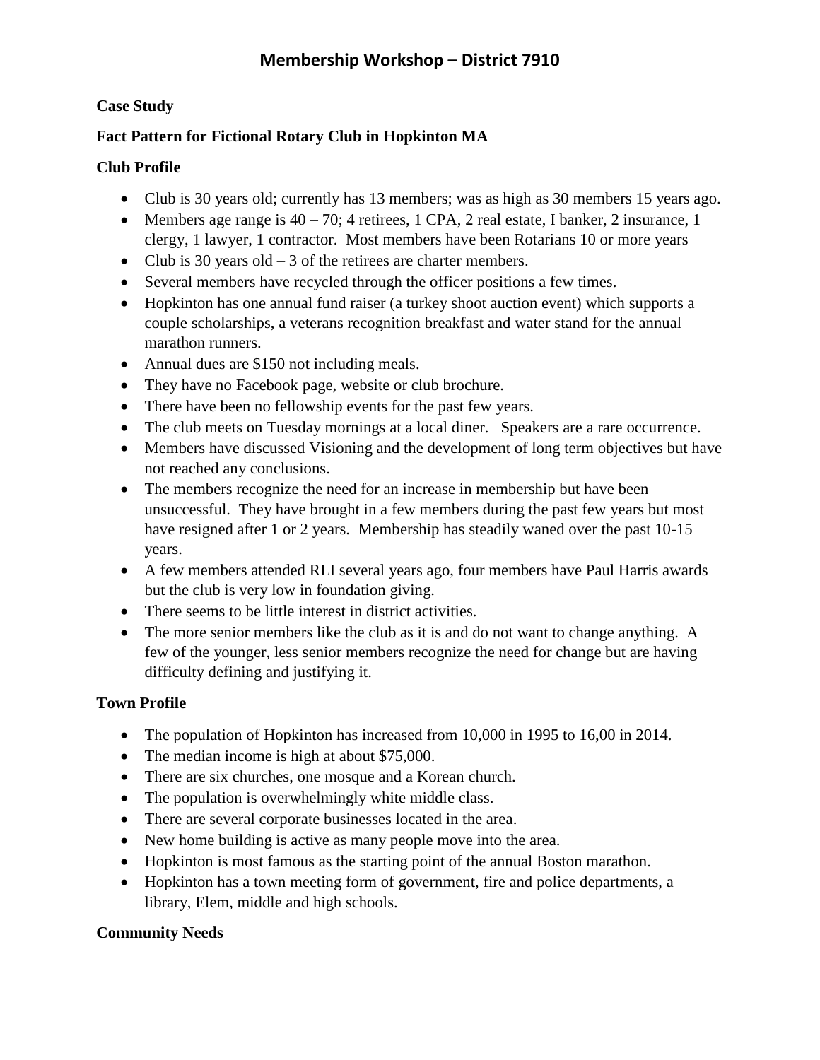# Membership Workshop – District 7910

**Case Study**

**Fact Pattern for Fictional Rotary Club in Hopkinton MA**

**Club Profile**

- Club is 30 years old; currently has 13 members; was as high as 30 members 15 years ago.
- Members age range is 40 – 70; 4 retirees, 1 CPA, 2 real estate, I banker, 2 insurance, 1 clergy, 1 lawyer, 1 contractor. Most members have been Rotarians 10 or more years
- Club is 30 years old – 3 of the retirees are charter members.
- Several members have recycled through the officer positions a few times.
- Hopkinton has one annual fund raiser (a turkey shoot auction event) which supports a couple scholarships, a veterans recognition breakfast and water stand for the annual marathon runners.
- Annual dues are $150 not including meals.
- They have no Facebook page, website or club brochure.
- There have been no fellowship events for the past few years.
- The club meets on Tuesday mornings at a local diner. Speakers are a rare occurrence.
- Members have discussed Visioning and the development of long term objectives but have not reached any conclusions.
- The members recognize the need for an increase in membership but have been unsuccessful. They have brought in a few members during the past few years but most have resigned after 1 or 2 years. Membership has steadily waned over the past 10-15 years.
- A few members attended RLI several years ago, four members have Paul Harris awards but the club is very low in foundation giving.
- There seems to be little interest in district activities.
- The more senior members like the club as it is and do not want to change anything. A few of the younger, less senior members recognize the need for change but are having difficulty defining and justifying it.

**Town Profile**

- The population of Hopkinton has increased from 10,000 in 1995 to 16,00 in 2014.
- The median income is high at about $75,000.
- There are six churches, one mosque and a Korean church.
- The population is overwhelmingly white middle class.
- There are several corporate businesses located in the area.
- New home building is active as many people move into the area.
- Hopkinton is most famous as the starting point of the annual Boston marathon.
- Hopkinton has a town meeting form of government, fire and police departments, a library, Elem, middle and high schools.

**Community Needs**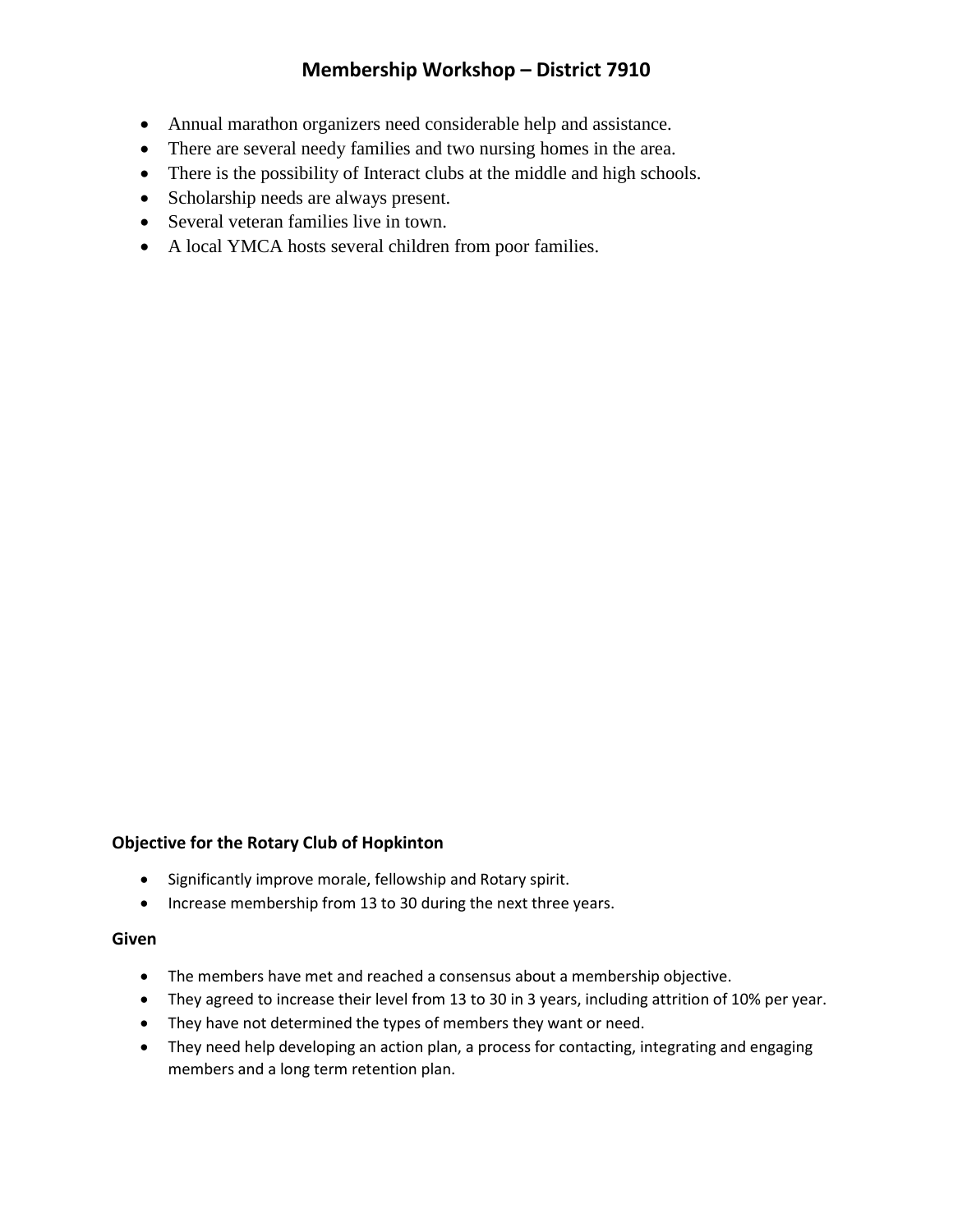# Membership Workshop – District 7910

- Annual marathon organizers need considerable help and assistance.
- There are several needy families and two nursing homes in the area.
- There is the possibility of Interact clubs at the middle and high schools.
- Scholarship needs are always present.
- Several veteran families live in town.
- A local YMCA hosts several children from poor families.

**Objective for the Rotary Club of Hopkinton**

- Significantly improve morale, fellowship and Rotary spirit.
- Increase membership from 13 to 30 during the next three years.

**Given**

- The members have met and reached a consensus about a membership objective.
- They agreed to increase their level from 13 to 30 in 3 years, including attrition of 10% per year.
- They have not determined the types of members they want or need.
- They need help developing an action plan, a process for contacting, integrating and engaging members and a long term retention plan.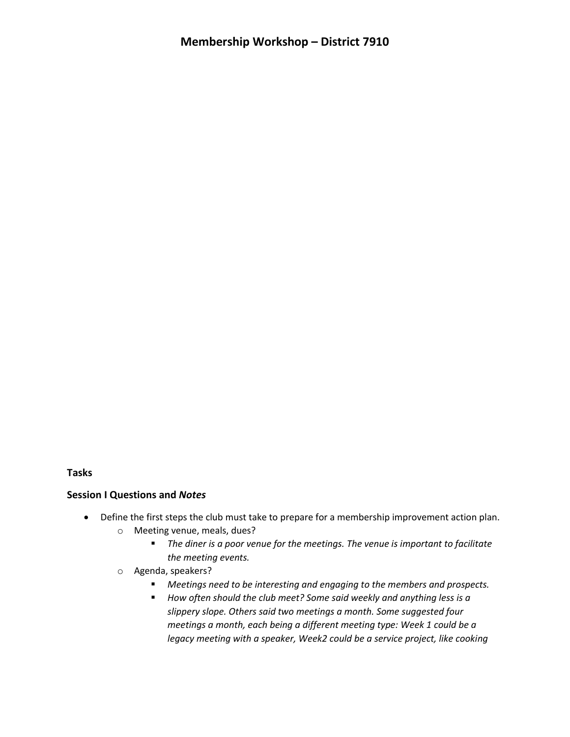# Membership Workshop – District 7910

**Tasks**

**Session I Questions and *Notes***

- Define the first steps the club must take to prepare for a membership improvement action plan.
  - Meeting venue, meals, dues?
    - *The diner is a poor venue for the meetings. The venue is important to facilitate the meeting events.*
  - Agenda, speakers?
    - *Meetings need to be interesting and engaging to the members and prospects.*
    - *How often should the club meet? Some said weekly and anything less is a slippery slope. Others said two meetings a month. Some suggested four meetings a month, each being a different meeting type: Week 1 could be a legacy meeting with a speaker, Week2 could be a service project, like cooking*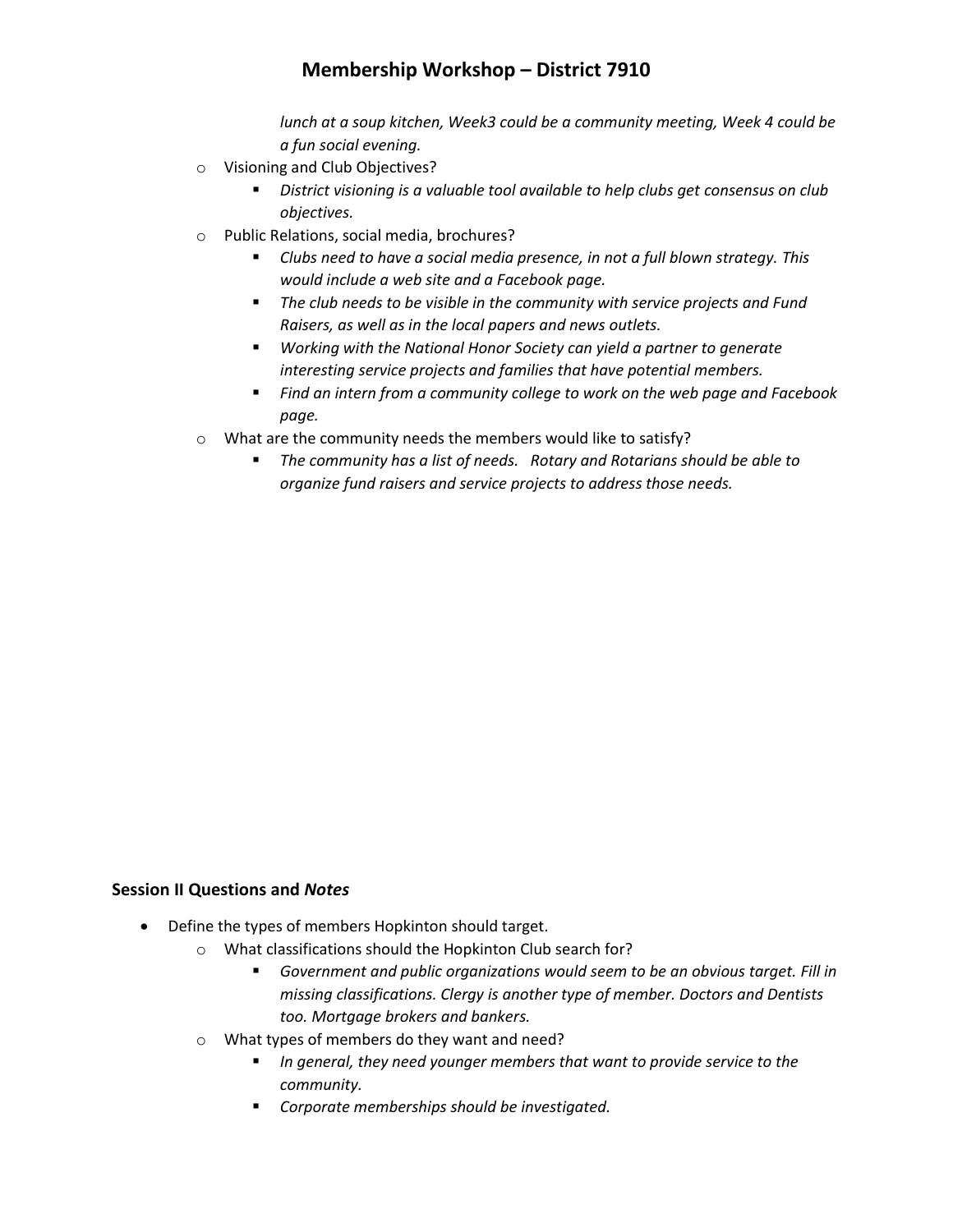*lunch at a soup kitchen, Week3 could be a community meeting, Week 4 could be a fun social evening.*

- Visioning and Club Objectives?
  - *District visioning is a valuable tool available to help clubs get consensus on club objectives.*
- Public Relations, social media, brochures?
  - *Clubs need to have a social media presence, in not a full blown strategy. This would include a web site and a Facebook page.*
  - *The club needs to be visible in the community with service projects and Fund Raisers, as well as in the local papers and news outlets.*
  - *Working with the National Honor Society can yield a partner to generate interesting service projects and families that have potential members.*
  - *Find an intern from a community college to work on the web page and Facebook page.*
- What are the community needs the members would like to satisfy?
  - *The community has a list of needs. Rotary and Rotarians should be able to organize fund raisers and service projects to address those needs.*

### Session II Questions and *Notes*

- Define the types of members Hopkinton should target.
  - What classifications should the Hopkinton Club search for?
    - *Government and public organizations would seem to be an obvious target. Fill in missing classifications. Clergy is another type of member. Doctors and Dentists too. Mortgage brokers and bankers.*
  - What types of members do they want and need?
    - *In general, they need younger members that want to provide service to the community.*
    - *Corporate memberships should be investigated.*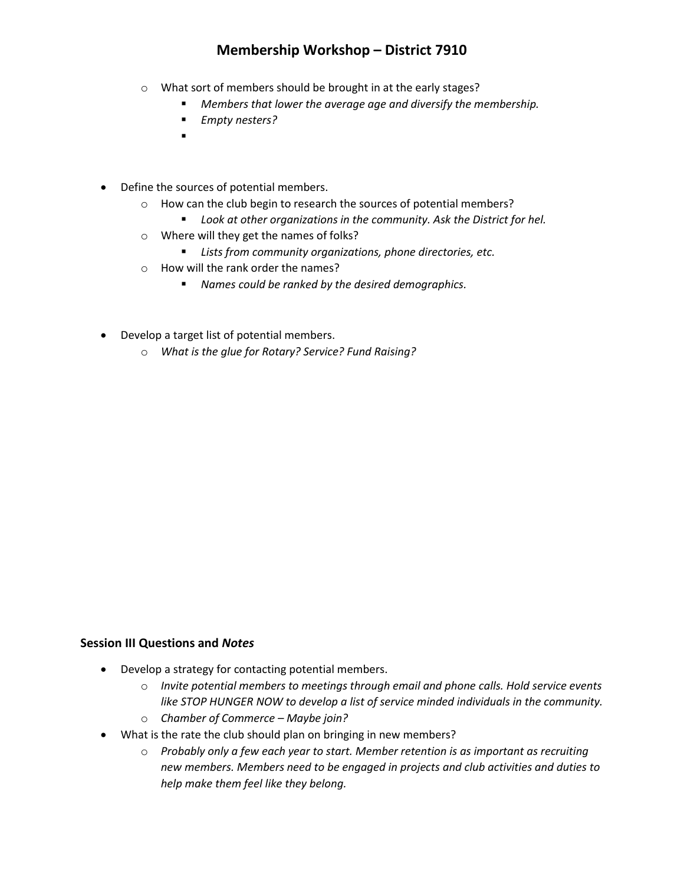- What sort of members should be brought in at the early stages?
  - *Members that lower the average age and diversify the membership.*
  - *Empty nesters?*
  -

- Define the sources of potential members.
  - How can the club begin to research the sources of potential members?
    - *Look at other organizations in the community. Ask the District for hel.*
  - Where will they get the names of folks?
    - *Lists from community organizations, phone directories, etc.*
  - How will the rank order the names?
    - *Names could be ranked by the desired demographics.*

- Develop a target list of potential members.
  - *What is the glue for Rotary? Service? Fund Raising?*

### Session III Questions and *Notes*

- Develop a strategy for contacting potential members.
  - *Invite potential members to meetings through email and phone calls. Hold service events like STOP HUNGER NOW to develop a list of service minded individuals in the community.*
  - *Chamber of Commerce – Maybe join?*
- What is the rate the club should plan on bringing in new members?
  - *Probably only a few each year to start. Member retention is as important as recruiting new members. Members need to be engaged in projects and club activities and duties to help make them feel like they belong.*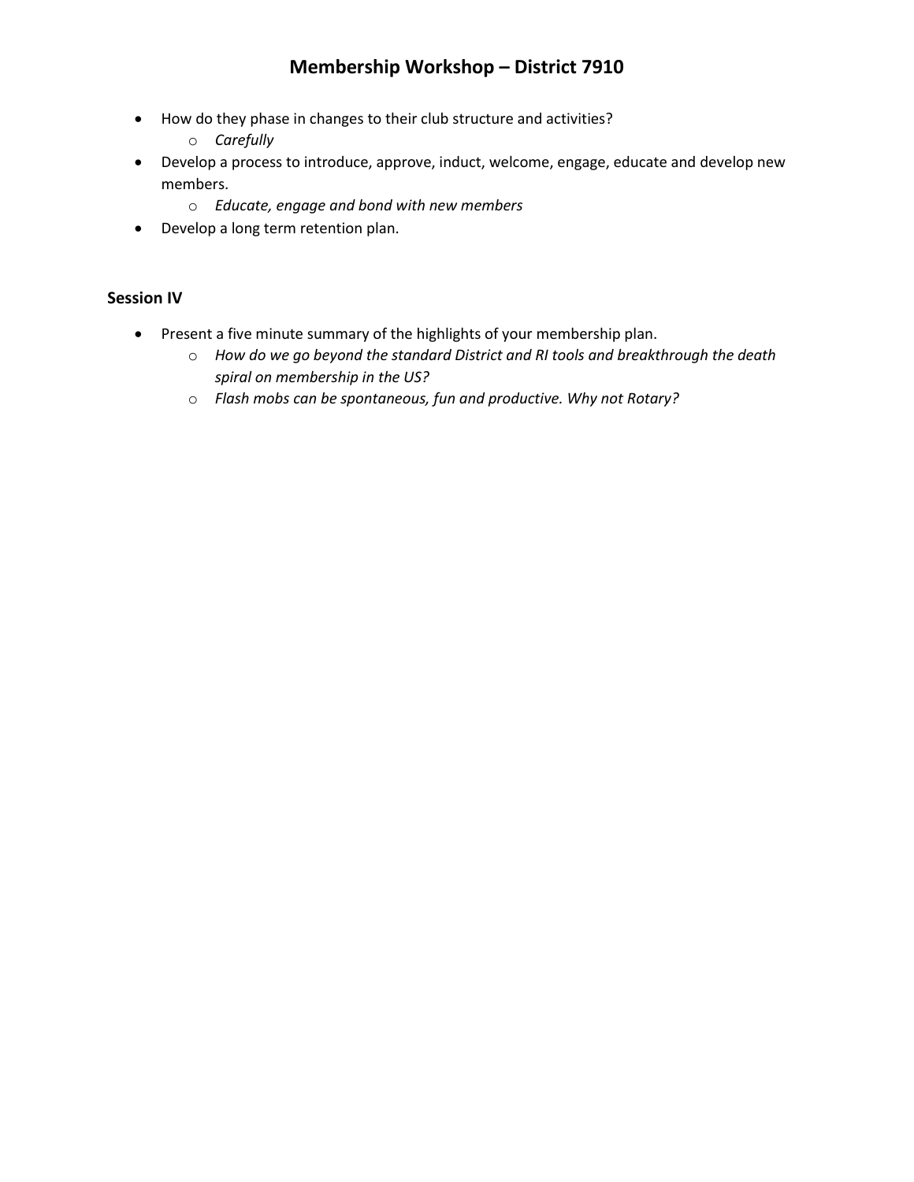- How do they phase in changes to their club structure and activities?
  - *Carefully*
- Develop a process to introduce, approve, induct, welcome, engage, educate and develop new members.
  - *Educate, engage and bond with new members*
- Develop a long term retention plan.

## Session IV

- Present a five minute summary of the highlights of your membership plan.
  - *How do we go beyond the standard District and RI tools and breakthrough the death spiral on membership in the US?*
  - *Flash mobs can be spontaneous, fun and productive. Why not Rotary?*